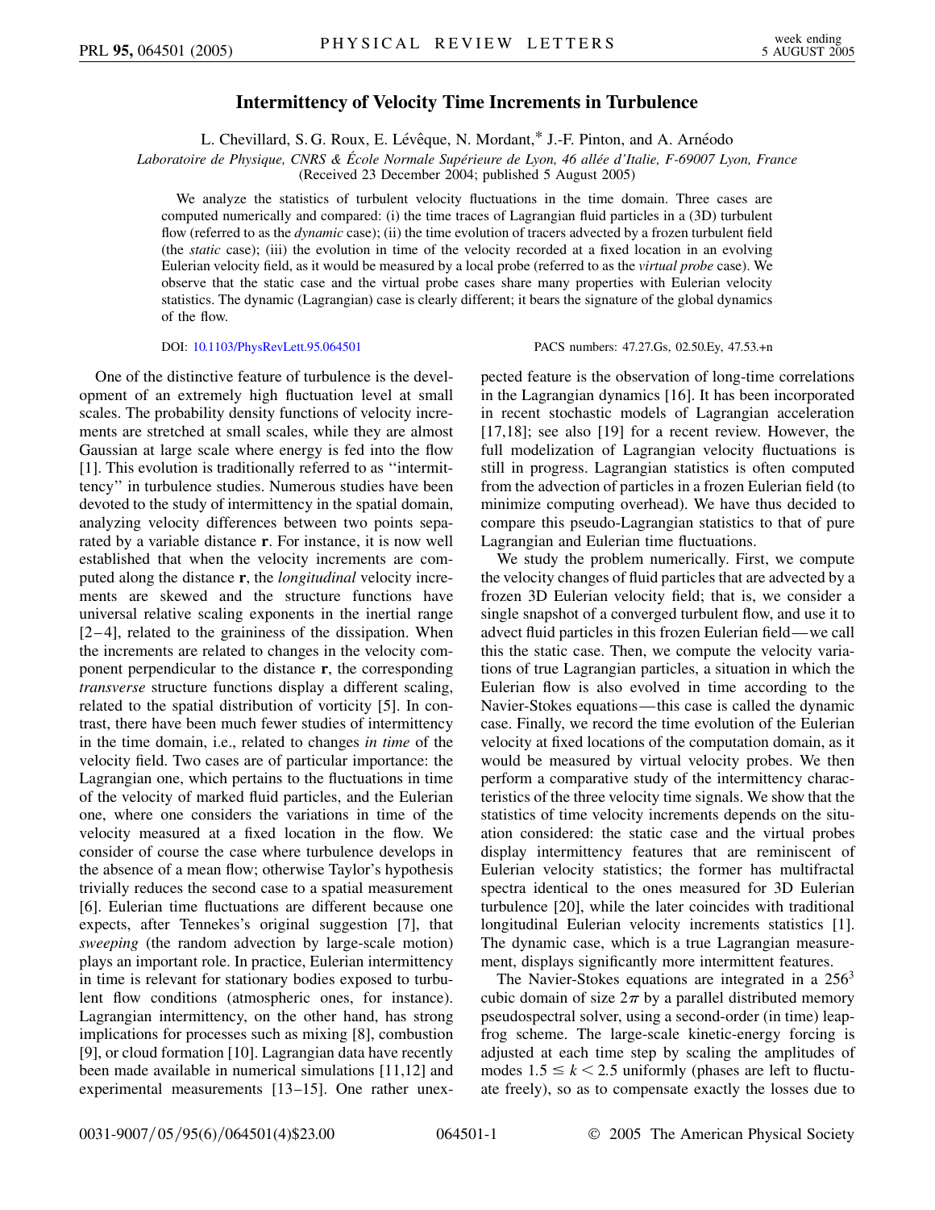# Intermittency of Velocity Time Increments in Turbulence

L. Chevillard, S. G. Roux, E. Lévêque, N. Mordant,* J.-F. Pinton, and A. Arnéodo

*Laboratoire de Physique, CNRS & École Normale Supérieure de Lyon, 46 allée d'Italie, F-69007 Lyon, France*

(Received 23 December 2004; published 5 August 2005)

We analyze the statistics of turbulent velocity fluctuations in the time domain. Three cases are computed numerically and compared: (i) the time traces of Lagrangian fluid particles in a (3D) turbulent flow (referred to as the *dynamic* case); (ii) the time evolution of tracers advected by a frozen turbulent field (the *static* case); (iii) the evolution in time of the velocity recorded at a fixed location in an evolving Eulerian velocity field, as it would be measured by a local probe (referred to as the *virtual probe* case). We observe that the static case and the virtual probe cases share many properties with Eulerian velocity statistics. The dynamic (Lagrangian) case is clearly different; it bears the signature of the global dynamics of the flow.

DOI: 10.1103/PhysRevLett.95.064501

PACS numbers: 47.27.Gs, 02.50.Ey, 47.53.+n

One of the distinctive feature of turbulence is the development of an extremely high fluctuation level at small scales. The probability density functions of velocity increments are stretched at small scales, while they are almost Gaussian at large scale where energy is fed into the flow [1]. This evolution is traditionally referred to as "intermittency" in turbulence studies. Numerous studies have been devoted to the study of intermittency in the spatial domain, analyzing velocity differences between two points separated by a variable distance $\mathbf{r}$. For instance, it is now well established that when the velocity increments are computed along the distance $\mathbf{r}$, the *longitudinal* velocity increments are skewed and the structure functions have universal relative scaling exponents in the inertial range [2–4], related to the graininess of the dissipation. When the increments are related to changes in the velocity component perpendicular to the distance $\mathbf{r}$, the corresponding *transverse* structure functions display a different scaling, related to the spatial distribution of vorticity [5]. In contrast, there have been much fewer studies of intermittency in the time domain, i.e., related to changes *in time* of the velocity field. Two cases are of particular importance: the Lagrangian one, which pertains to the fluctuations in time of the velocity of marked fluid particles, and the Eulerian one, where one considers the variations in time of the velocity measured at a fixed location in the flow. We consider of course the case where turbulence develops in the absence of a mean flow; otherwise Taylor's hypothesis trivially reduces the second case to a spatial measurement [6]. Eulerian time fluctuations are different because one expects, after Tennekes's original suggestion [7], that *sweeping* (the random advection by large-scale motion) plays an important role. In practice, Eulerian intermittency in time is relevant for stationary bodies exposed to turbulent flow conditions (atmospheric ones, for instance). Lagrangian intermittency, on the other hand, has strong implications for processes such as mixing [8], combustion [9], or cloud formation [10]. Lagrangian data have recently been made available in numerical simulations [11,12] and experimental measurements [13–15]. One rather unexpected feature is the observation of long-time correlations in the Lagrangian dynamics [16]. It has been incorporated in recent stochastic models of Lagrangian acceleration [17,18]; see also [19] for a recent review. However, the full modelization of Lagrangian velocity fluctuations is still in progress. Lagrangian statistics is often computed from the advection of particles in a frozen Eulerian field (to minimize computing overhead). We have thus decided to compare this pseudo-Lagrangian statistics to that of pure Lagrangian and Eulerian time fluctuations.

We study the problem numerically. First, we compute the velocity changes of fluid particles that are advected by a frozen 3D Eulerian velocity field; that is, we consider a single snapshot of a converged turbulent flow, and use it to advect fluid particles in this frozen Eulerian field—we call this the static case. Then, we compute the velocity variations of true Lagrangian particles, a situation in which the Eulerian flow is also evolved in time according to the Navier-Stokes equations—this case is called the dynamic case. Finally, we record the time evolution of the Eulerian velocity at fixed locations of the computation domain, as it would be measured by virtual velocity probes. We then perform a comparative study of the intermittency characteristics of the three velocity time signals. We show that the statistics of time velocity increments depends on the situation considered: the static case and the virtual probes display intermittency features that are reminiscent of Eulerian velocity statistics; the former has multifractal spectra identical to the ones measured for 3D Eulerian turbulence [20], while the later coincides with traditional longitudinal Eulerian velocity increments statistics [1]. The dynamic case, which is a true Lagrangian measurement, displays significantly more intermittent features.

The Navier-Stokes equations are integrated in a $256^3$ cubic domain of size $2\pi$ by a parallel distributed memory pseudospectral solver, using a second-order (in time) leapfrog scheme. The large-scale kinetic-energy forcing is adjusted at each time step by scaling the amplitudes of modes $1.5 \leq k < 2.5$ uniformly (phases are left to fluctuate freely), so as to compensate exactly the losses due to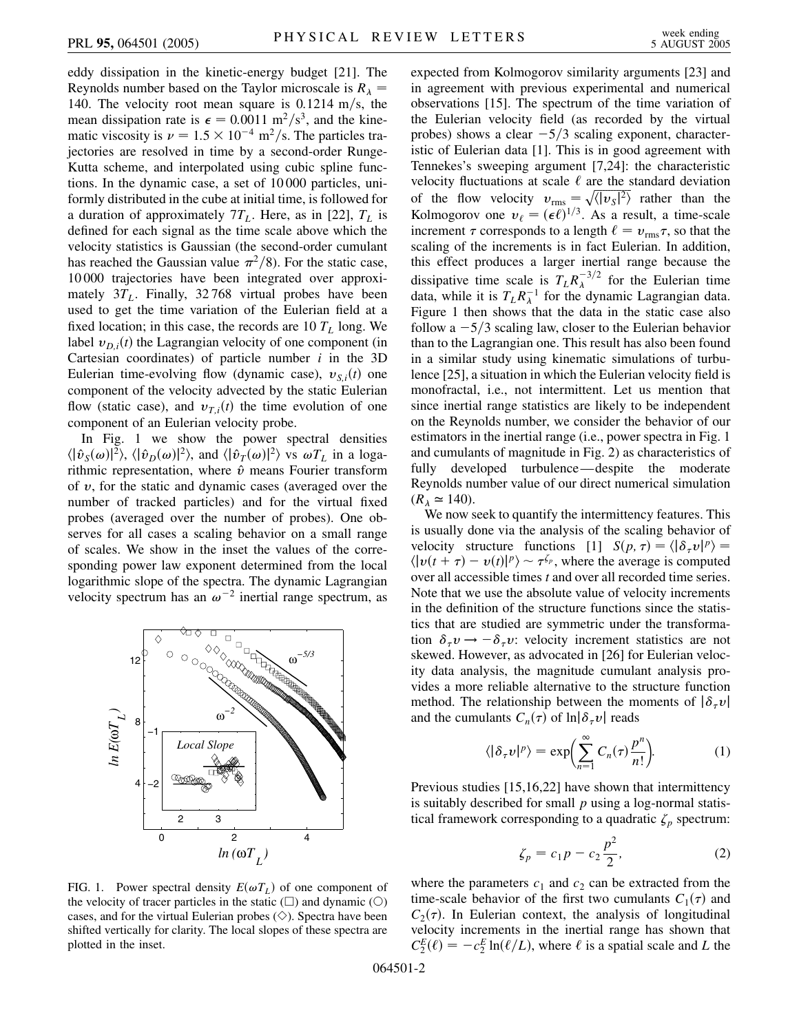eddy dissipation in the kinetic-energy budget [21]. The Reynolds number based on the Taylor microscale is $R_\lambda = 140$. The velocity root mean square is 0.1214 m/s, the mean dissipation rate is $\epsilon = 0.0011$ m$^2$/s$^3$, and the kinematic viscosity is $\nu = 1.5 \times 10^{-4}$ m$^2$/s. The particles trajectories are resolved in time by a second-order Runge-Kutta scheme, and interpolated using cubic spline functions. In the dynamic case, a set of 10 000 particles, uniformly distributed in the cube at initial time, is followed for a duration of approximately $7T_L$. Here, as in [22], $T_L$ is defined for each signal as the time scale above which the velocity statistics is Gaussian (the second-order cumulant has reached the Gaussian value $\pi^2/8$). For the static case, 10 000 trajectories have been integrated over approximately $3T_L$. Finally, 32 768 virtual probes have been used to get the time variation of the Eulerian field at a fixed location; in this case, the records are 10 $T_L$ long. We label $v_{D,i}(t)$ the Lagrangian velocity of one component (in Cartesian coordinates) of particle number $i$ in the 3D Eulerian time-evolving flow (dynamic case), $v_{S,i}(t)$ one component of the velocity advected by the static Eulerian flow (static case), and $v_{T,i}(t)$ the time evolution of one component of an Eulerian velocity probe.

In Fig. 1 we show the power spectral densities $\langle|\hat{v}_S(\omega)|^2\rangle$, $\langle|\hat{v}_D(\omega)|^2\rangle$, and $\langle|\hat{v}_T(\omega)|^2\rangle$ vs $\omega T_L$ in a logarithmic representation, where $\hat{v}$ means Fourier transform of $v$, for the static and dynamic cases (averaged over the number of tracked particles) and for the virtual fixed probes (averaged over the number of probes). One observes for all cases a scaling behavior on a small range of scales. We show in the inset the values of the corresponding power law exponent determined from the local logarithmic slope of the spectra. The dynamic Lagrangian velocity spectrum has an $\omega^{-2}$ inertial range spectrum, as expected from Kolmogorov similarity arguments [23] and in agreement with previous experimental and numerical observations [15]. The spectrum of the time variation of the Eulerian velocity field (as recorded by the virtual probes) shows a clear $-5/3$ scaling exponent, characteristic of Eulerian data [1]. This is in good agreement with Tennekes's sweeping argument [7,24]: the characteristic velocity fluctuations at scale $\ell$ are the standard deviation of the flow velocity $v_{\rm rms} = \sqrt{\langle|v_S|^2\rangle}$ rather than the Kolmogorov one $v_\ell = (\epsilon\ell)^{1/3}$. As a result, a time-scale increment $\tau$ corresponds to a length $\ell = v_{\rm rms}\tau$, so that the scaling of the increments is in fact Eulerian. In addition, this effect produces a larger inertial range because the dissipative time scale is $T_L R_\lambda^{-3/2}$ for the Eulerian time data, while it is $T_L R_\lambda^{-1}$ for the dynamic Lagrangian data. Figure 1 then shows that the data in the static case also follow a $-5/3$ scaling law, closer to the Eulerian behavior than to the Lagrangian one. This result has also been found in a similar study using kinematic simulations of turbulence [25], a situation in which the Eulerian velocity field is monofractal, i.e., not intermittent. Let us mention that since inertial range statistics are likely to be independent on the Reynolds number, we consider the behavior of our estimators in the inertial range (i.e., power spectra in Fig. 1 and cumulants of magnitude in Fig. 2) as characteristics of fully developed turbulence—despite the moderate Reynolds number value of our direct numerical simulation ($R_\lambda \simeq 140$).

FIG. 1. Power spectral density $E(\omega T_L)$ of one component of the velocity of tracer particles in the static (□) and dynamic (○) cases, and for the virtual Eulerian probes (◇). Spectra have been shifted vertically for clarity. The local slopes of these spectra are plotted in the inset.

We now seek to quantify the intermittency features. This is usually done via the analysis of the scaling behavior of velocity structure functions [1] $S(p, \tau) = \langle|\delta_\tau v|^p\rangle = \langle|v(t+\tau) - v(t)|^p\rangle \sim \tau^{\zeta_p}$, where the average is computed over all accessible times $t$ and over all recorded time series. Note that we use the absolute value of velocity increments in the definition of the structure functions since the statistics that are studied are symmetric under the transformation $\delta_\tau v \to -\delta_\tau v$: velocity increment statistics are not skewed. However, as advocated in [26] for Eulerian velocity data analysis, the magnitude cumulant analysis provides a more reliable alternative to the structure function method. The relationship between the moments of $|\delta_\tau v|$ and the cumulants $C_n(\tau)$ of $\ln|\delta_\tau v|$ reads

$$\langle|\delta_\tau v|^p\rangle = \exp\left(\sum_{n=1}^{\infty} C_n(\tau)\frac{p^n}{n!}\right). \qquad (1)$$

Previous studies [15,16,22] have shown that intermittency is suitably described for small $p$ using a log-normal statistical framework corresponding to a quadratic $\zeta_p$ spectrum:

$$\zeta_p = c_1 p - c_2 \frac{p^2}{2}, \qquad (2)$$

where the parameters $c_1$ and $c_2$ can be extracted from the time-scale behavior of the first two cumulants $C_1(\tau)$ and $C_2(\tau)$. In Eulerian context, the analysis of longitudinal velocity increments in the inertial range has shown that $C_2^E(\ell) = -c_2^E \ln(\ell/L)$, where $\ell$ is a spatial scale and $L$ the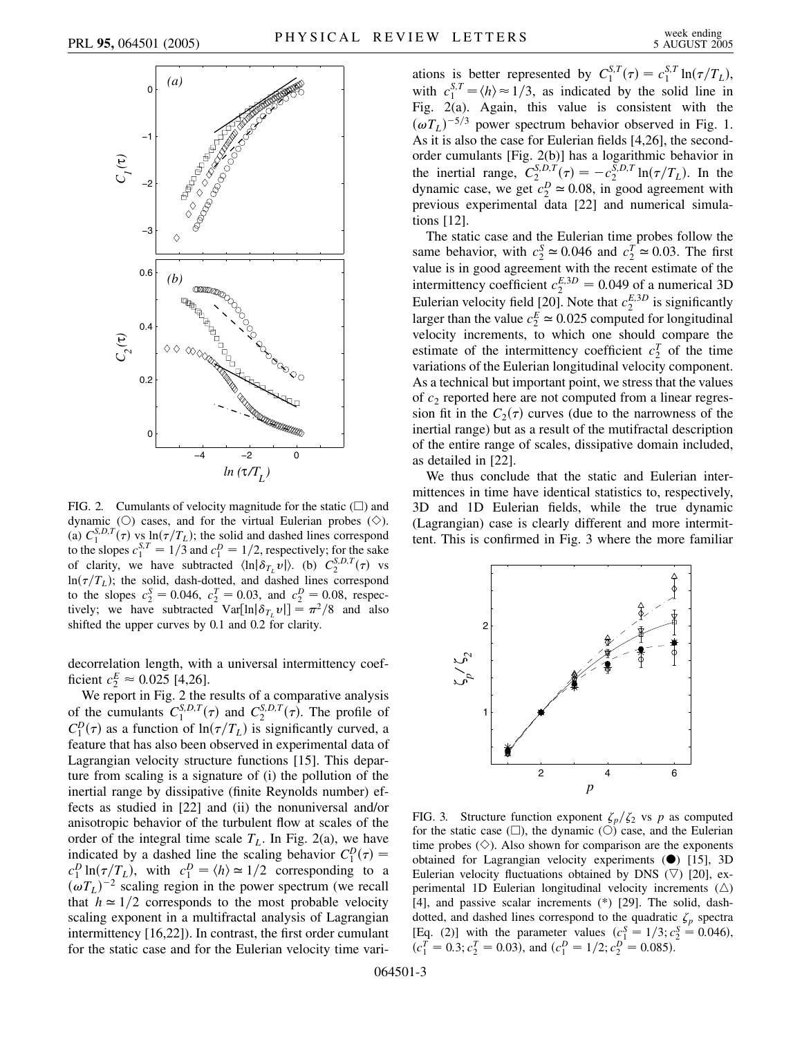FIG. 2. Cumulants of velocity magnitude for the static (□) and dynamic (○) cases, and for the virtual Eulerian probes (◇). (a) $C_1^{S,D,T}(\tau)$ vs $\ln(\tau/T_L)$; the solid and dashed lines correspond to the slopes $c_1^{S,T} = 1/3$ and $c_1^D = 1/2$, respectively; for the sake of clarity, we have subtracted $\langle \ln|\delta_{T_L} v|\rangle$. (b) $C_2^{S,D,T}(\tau)$ vs $\ln(\tau/T_L)$; the solid, dash-dotted, and dashed lines correspond to the slopes $c_2^S = 0.046$, $c_2^T = 0.03$, and $c_2^D = 0.08$, respectively; we have subtracted $\mathrm{Var}[\ln|\delta_{T_L} v|] = \pi^2/8$ and also shifted the upper curves by 0.1 and 0.2 for clarity.

decorrelation length, with a universal intermittency coefficient $c_2^E \approx 0.025$ [4,26].

We report in Fig. 2 the results of a comparative analysis of the cumulants $C_1^{S,D,T}(\tau)$ and $C_2^{S,D,T}(\tau)$. The profile of $C_1^D(\tau)$ as a function of $\ln(\tau/T_L)$ is significantly curved, a feature that has also been observed in experimental data of Lagrangian velocity structure functions [15]. This departure from scaling is a signature of (i) the pollution of the inertial range by dissipative (finite Reynolds number) effects as studied in [22] and (ii) the nonuniversal and/or anisotropic behavior of the turbulent flow at scales of the order of the integral time scale $T_L$. In Fig. 2(a), we have indicated by a dashed line the scaling behavior $C_1^D(\tau) = c_1^D \ln(\tau/T_L)$, with $c_1^D = \langle h \rangle \simeq 1/2$ corresponding to a $(\omega T_L)^{-2}$ scaling region in the power spectrum (we recall that $h \simeq 1/2$ corresponds to the most probable velocity scaling exponent in a multifractal analysis of Lagrangian intermittency [16,22]). In contrast, the first order cumulant for the static case and for the Eulerian velocity time variations is better represented by $C_1^{S,T}(\tau) = c_1^{S,T} \ln(\tau/T_L)$, with $c_1^{S,T} = \langle h \rangle \approx 1/3$, as indicated by the solid line in Fig. 2(a). Again, this value is consistent with the $(\omega T_L)^{-5/3}$ power spectrum behavior observed in Fig. 1. As it is also the case for Eulerian fields [4,26], the second-order cumulants [Fig. 2(b)] has a logarithmic behavior in the inertial range, $C_2^{S,D,T}(\tau) = -c_2^{S,D,T} \ln(\tau/T_L)$. In the dynamic case, we get $c_2^D \simeq 0.08$, in good agreement with previous experimental data [22] and numerical simulations [12].

The static case and the Eulerian time probes follow the same behavior, with $c_2^S \simeq 0.046$ and $c_2^T \simeq 0.03$. The first value is in good agreement with the recent estimate of the intermittency coefficient $c_2^{E,3D} = 0.049$ of a numerical 3D Eulerian velocity field [20]. Note that $c_2^{E,3D}$ is significantly larger than the value $c_2^E \simeq 0.025$ computed for longitudinal velocity increments, to which one should compare the estimate of the intermittency coefficient $c_2^T$ of the time variations of the Eulerian longitudinal velocity component. As a technical but important point, we stress that the values of $c_2$ reported here are not computed from a linear regression fit in the $C_2(\tau)$ curves (due to the narrowness of the inertial range) but as a result of the mutifractal description of the entire range of scales, dissipative domain included, as detailed in [22].

We thus conclude that the static and Eulerian intermittences in time have identical statistics to, respectively, 3D and 1D Eulerian fields, while the true dynamic (Lagrangian) case is clearly different and more intermittent. This is confirmed in Fig. 3 where the more familiar

FIG. 3. Structure function exponent $\zeta_p/\zeta_2$ vs $p$ as computed for the static case (□), the dynamic (○) case, and the Eulerian time probes (◇). Also shown for comparison are the exponents obtained for Lagrangian velocity experiments (●) [15], 3D Eulerian velocity fluctuations obtained by DNS (▽) [20], experimental 1D Eulerian longitudinal velocity increments (△) [4], and passive scalar increments (*) [29]. The solid, dash-dotted, and dashed lines correspond to the quadratic $\zeta_p$ spectra [Eq. (2)] with the parameter values ($c_1^S = 1/3; c_2^S = 0.046$), ($c_1^T = 0.3; c_2^T = 0.03$), and ($c_1^D = 1/2; c_2^D = 0.085$).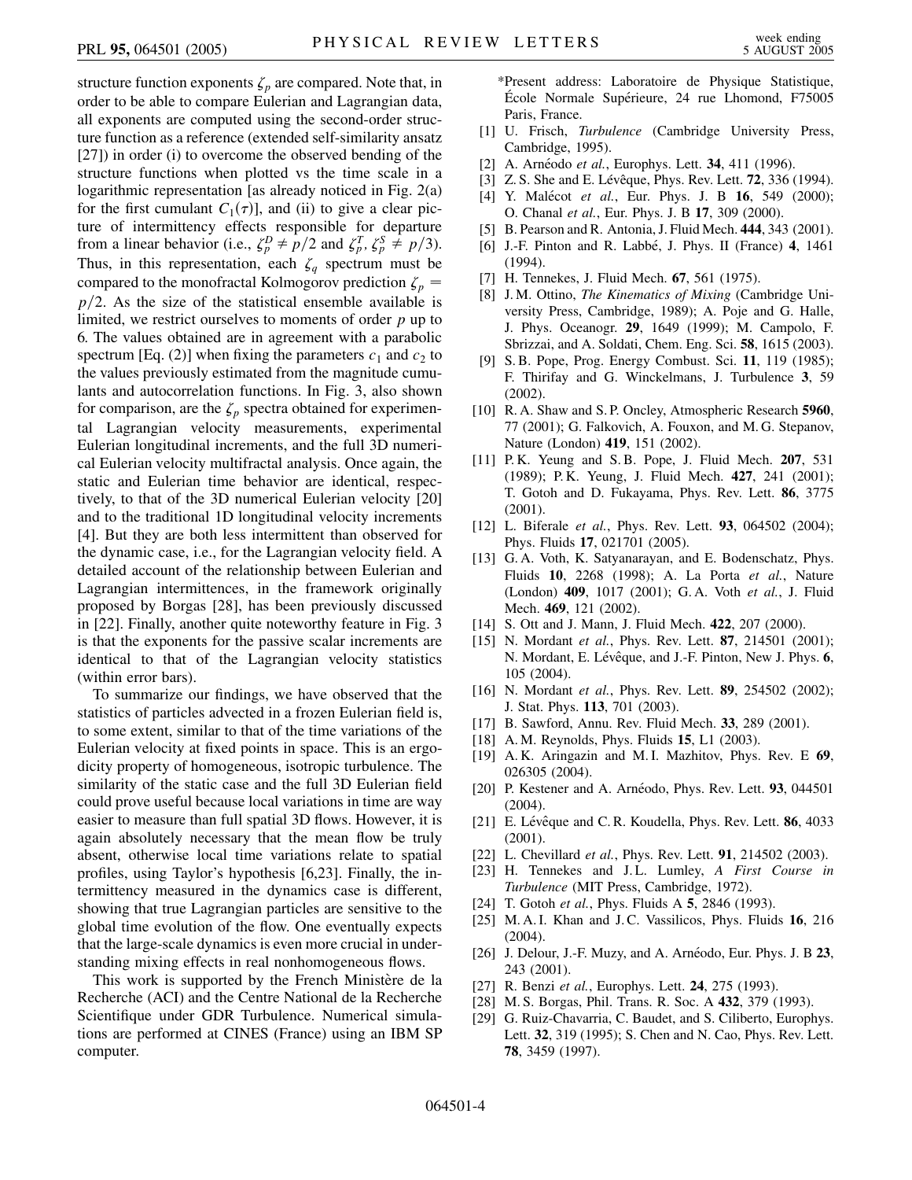structure function exponents $\zeta_p$ are compared. Note that, in order to be able to compare Eulerian and Lagrangian data, all exponents are computed using the second-order structure function as a reference (extended self-similarity ansatz [27]) in order (i) to overcome the observed bending of the structure functions when plotted vs the time scale in a logarithmic representation [as already noticed in Fig. 2(a) for the first cumulant $C_1(\tau)$], and (ii) to give a clear picture of intermittency effects responsible for departure from a linear behavior (i.e., $\zeta_p^D \neq p/2$ and $\zeta_p^T, \zeta_p^S \neq p/3$). Thus, in this representation, each $\zeta_q$ spectrum must be compared to the monofractal Kolmogorov prediction $\zeta_p = p/2$. As the size of the statistical ensemble available is limited, we restrict ourselves to moments of order $p$ up to 6. The values obtained are in agreement with a parabolic spectrum [Eq. (2)] when fixing the parameters $c_1$ and $c_2$ to the values previously estimated from the magnitude cumulants and autocorrelation functions. In Fig. 3, also shown for comparison, are the $\zeta_p$ spectra obtained for experimental Lagrangian velocity measurements, experimental Eulerian longitudinal increments, and the full 3D numerical Eulerian velocity multifractal analysis. Once again, the static and Eulerian time behavior are identical, respectively, to that of the 3D numerical Eulerian velocity [20] and to the traditional 1D longitudinal velocity increments [4]. But they are both less intermittent than observed for the dynamic case, i.e., for the Lagrangian velocity field. A detailed account of the relationship between Eulerian and Lagrangian intermittences, in the framework originally proposed by Borgas [28], has been previously discussed in [22]. Finally, another quite noteworthy feature in Fig. 3 is that the exponents for the passive scalar increments are identical to that of the Lagrangian velocity statistics (within error bars).

To summarize our findings, we have observed that the statistics of particles advected in a frozen Eulerian field is, to some extent, similar to that of the time variations of the Eulerian velocity at fixed points in space. This is an ergodicity property of homogeneous, isotropic turbulence. The similarity of the static case and the full 3D Eulerian field could prove useful because local variations in time are way easier to measure than full spatial 3D flows. However, it is again absolutely necessary that the mean flow be truly absent, otherwise local time variations relate to spatial profiles, using Taylor's hypothesis [6,23]. Finally, the intermittency measured in the dynamics case is different, showing that true Lagrangian particles are sensitive to the global time evolution of the flow. One eventually expects that the large-scale dynamics is even more crucial in understanding mixing effects in real nonhomogeneous flows.

This work is supported by the French Ministère de la Recherche (ACI) and the Centre National de la Recherche Scientifique under GDR Turbulence. Numerical simulations are performed at CINES (France) using an IBM SP computer.

*Present address: Laboratoire de Physique Statistique, École Normale Supérieure, 24 rue Lhomond, F75005 Paris, France.

[1] U. Frisch, *Turbulence* (Cambridge University Press, Cambridge, 1995).

[2] A. Arnéodo *et al.*, Europhys. Lett. **34**, 411 (1996).

[3] Z. S. She and E. Lévêque, Phys. Rev. Lett. **72**, 336 (1994).

[4] Y. Malécot *et al.*, Eur. Phys. J. B **16**, 549 (2000); O. Chanal *et al.*, Eur. Phys. J. B **17**, 309 (2000).

[5] B. Pearson and R. Antonia, J. Fluid Mech. **444**, 343 (2001).

[6] J.-F. Pinton and R. Labbé, J. Phys. II (France) **4**, 1461 (1994).

[7] H. Tennekes, J. Fluid Mech. **67**, 561 (1975).

[8] J. M. Ottino, *The Kinematics of Mixing* (Cambridge University Press, Cambridge, 1989); A. Poje and G. Halle, J. Phys. Oceanogr. **29**, 1649 (1999); M. Campolo, F. Sbrizzai, and A. Soldati, Chem. Eng. Sci. **58**, 1615 (2003).

[9] S. B. Pope, Prog. Energy Combust. Sci. **11**, 119 (1985); F. Thirifay and G. Winckelmans, J. Turbulence **3**, 59 (2002).

[10] R. A. Shaw and S. P. Oncley, Atmospheric Research **5960**, 77 (2001); G. Falkovich, A. Fouxon, and M. G. Stepanov, Nature (London) **419**, 151 (2002).

[11] P. K. Yeung and S. B. Pope, J. Fluid Mech. **207**, 531 (1989); P. K. Yeung, J. Fluid Mech. **427**, 241 (2001); T. Gotoh and D. Fukayama, Phys. Rev. Lett. **86**, 3775 (2001).

[12] L. Biferale *et al.*, Phys. Rev. Lett. **93**, 064502 (2004); Phys. Fluids **17**, 021701 (2005).

[13] G. A. Voth, K. Satyanarayan, and E. Bodenschatz, Phys. Fluids **10**, 2268 (1998); A. La Porta *et al.*, Nature (London) **409**, 1017 (2001); G. A. Voth *et al.*, J. Fluid Mech. **469**, 121 (2002).

[14] S. Ott and J. Mann, J. Fluid Mech. **422**, 207 (2000).

[15] N. Mordant *et al.*, Phys. Rev. Lett. **87**, 214501 (2001); N. Mordant, E. Lévêque, and J.-F. Pinton, New J. Phys. **6**, 105 (2004).

[16] N. Mordant *et al.*, Phys. Rev. Lett. **89**, 254502 (2002); J. Stat. Phys. **113**, 701 (2003).

[17] B. Sawford, Annu. Rev. Fluid Mech. **33**, 289 (2001).

[18] A. M. Reynolds, Phys. Fluids **15**, L1 (2003).

[19] A. K. Aringazin and M. I. Mazhitov, Phys. Rev. E **69**, 026305 (2004).

[20] P. Kestener and A. Arnéodo, Phys. Rev. Lett. **93**, 044501 (2004).

[21] E. Lévêque and C. R. Koudella, Phys. Rev. Lett. **86**, 4033 (2001).

[22] L. Chevillard *et al.*, Phys. Rev. Lett. **91**, 214502 (2003).

[23] H. Tennekes and J. L. Lumley, *A First Course in Turbulence* (MIT Press, Cambridge, 1972).

[24] T. Gotoh *et al.*, Phys. Fluids A **5**, 2846 (1993).

[25] M. A. I. Khan and J. C. Vassilicos, Phys. Fluids **16**, 216 (2004).

[26] J. Delour, J.-F. Muzy, and A. Arnéodo, Eur. Phys. J. B **23**, 243 (2001).

[27] R. Benzi *et al.*, Europhys. Lett. **24**, 275 (1993).

[28] M. S. Borgas, Phil. Trans. R. Soc. A **432**, 379 (1993).

[29] G. Ruiz-Chavarria, C. Baudet, and S. Ciliberto, Europhys. Lett. **32**, 319 (1995); S. Chen and N. Cao, Phys. Rev. Lett. **78**, 3459 (1997).